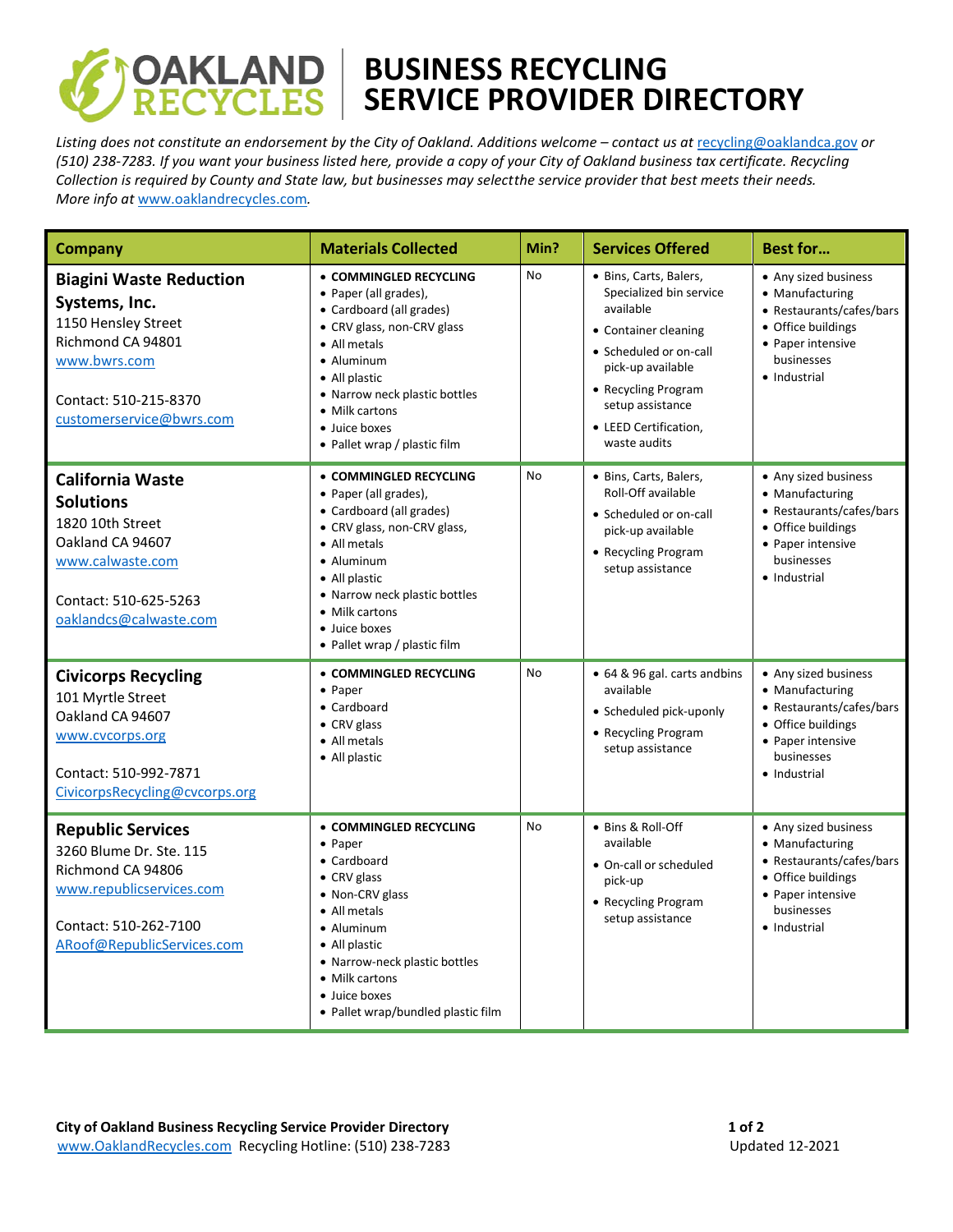# OAKLAND RECYCLES

# BUSINESS RECYCLING SERVICE PROVIDER DIRECTORY

*Listing does not constitute an endorsement by the City of Oakland. Additions welcome – contact us at recycling@oaklandca.gov or (510) 238-7283. If you want your business listed here, provide a copy of your City of Oakland business tax certificate. Recycling Collection is required by County and State law, but businesses may selectthe service provider that best meets their needs. More info at www.oaklandrecycles.com.*

| Company | Materials Collected | Min? | Services Offered | Best for… |
|---|---|---|---|---|
| **Biagini Waste Reduction Systems, Inc.**<br>1150 Hensley Street<br>Richmond CA 94801<br>www.bwrs.com<br><br>Contact: 510-215-8370<br>customerservice@bwrs.com | • **COMMINGLED RECYCLING**<br>• Paper (all grades),<br>• Cardboard (all grades)<br>• CRV glass, non-CRV glass<br>• All metals<br>• Aluminum<br>• All plastic<br>• Narrow neck plastic bottles<br>• Milk cartons<br>• Juice boxes<br>• Pallet wrap / plastic film | No | • Bins, Carts, Balers, Specialized bin service available<br>• Container cleaning<br>• Scheduled or on-call pick-up available<br>• Recycling Program setup assistance<br>• LEED Certification, waste audits | • Any sized business<br>• Manufacturing<br>• Restaurants/cafes/bars<br>• Office buildings<br>• Paper intensive businesses<br>• Industrial |
| **California Waste Solutions**<br>1820 10th Street<br>Oakland CA 94607<br>www.calwaste.com<br><br>Contact: 510-625-5263<br>oaklandcs@calwaste.com | • **COMMINGLED RECYCLING**<br>• Paper (all grades),<br>• Cardboard (all grades)<br>• CRV glass, non-CRV glass,<br>• All metals<br>• Aluminum<br>• All plastic<br>• Narrow neck plastic bottles<br>• Milk cartons<br>• Juice boxes<br>• Pallet wrap / plastic film | No | • Bins, Carts, Balers, Roll-Off available<br>• Scheduled or on-call pick-up available<br>• Recycling Program setup assistance | • Any sized business<br>• Manufacturing<br>• Restaurants/cafes/bars<br>• Office buildings<br>• Paper intensive businesses<br>• Industrial |
| **Civicorps Recycling**<br>101 Myrtle Street<br>Oakland CA 94607<br>www.cvcorps.org<br><br>Contact: 510-992-7871<br>CivicorpsRecycling@cvcorps.org | • **COMMINGLED RECYCLING**<br>• Paper<br>• Cardboard<br>• CRV glass<br>• All metals<br>• All plastic | No | • 64 & 96 gal. carts andbins available<br>• Scheduled pick-uponly<br>• Recycling Program setup assistance | • Any sized business<br>• Manufacturing<br>• Restaurants/cafes/bars<br>• Office buildings<br>• Paper intensive businesses<br>• Industrial |
| **Republic Services**<br>3260 Blume Dr. Ste. 115<br>Richmond CA 94806<br>www.republicservices.com<br><br>Contact: 510-262-7100<br>ARoof@RepublicServices.com | • **COMMINGLED RECYCLING**<br>• Paper<br>• Cardboard<br>• CRV glass<br>• Non-CRV glass<br>• All metals<br>• Aluminum<br>• All plastic<br>• Narrow-neck plastic bottles<br>• Milk cartons<br>• Juice boxes<br>• Pallet wrap/bundled plastic film | No | • Bins & Roll-Off available<br>• On-call or scheduled pick-up<br>• Recycling Program setup assistance | • Any sized business<br>• Manufacturing<br>• Restaurants/cafes/bars<br>• Office buildings<br>• Paper intensive businesses<br>• Industrial |

**City of Oakland Business Recycling Service Provider Directory**
www.OaklandRecycles.com Recycling Hotline: (510) 238-7283

Updated 12-2021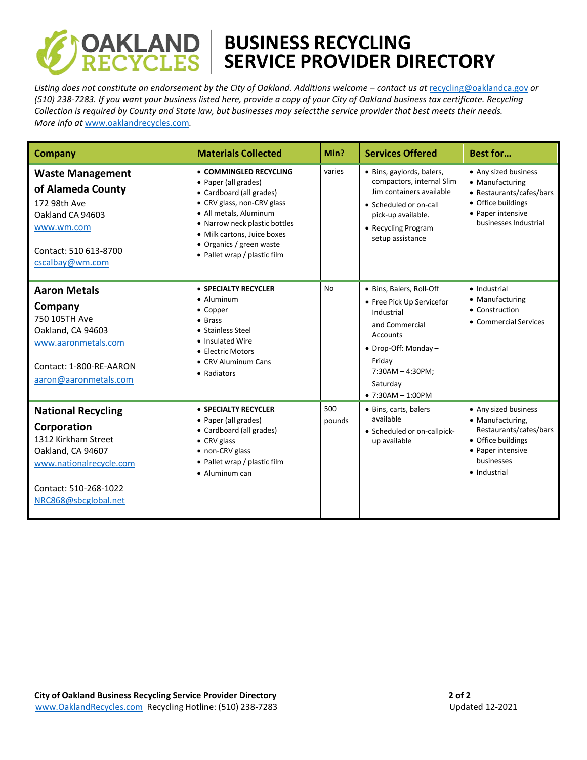# OAKLAND RECYCLES

# BUSINESS RECYCLING SERVICE PROVIDER DIRECTORY

*Listing does not constitute an endorsement by the City of Oakland. Additions welcome – contact us at recycling@oaklandca.gov or (510) 238-7283. If you want your business listed here, provide a copy of your City of Oakland business tax certificate. Recycling Collection is required by County and State law, but businesses may selectthe service provider that best meets their needs. More info at www.oaklandrecycles.com.*

| Company | Materials Collected | Min? | Services Offered | Best for… |
|---|---|---|---|---|
| **Waste Management of Alameda County**<br>172 98th Ave<br>Oakland CA 94603<br>www.wm.com<br><br>Contact: 510 613-8700<br>cscalbay@wm.com | • **COMMINGLED RECYCLING**<br>• Paper (all grades)<br>• Cardboard (all grades)<br>• CRV glass, non-CRV glass<br>• All metals, Aluminum<br>• Narrow neck plastic bottles<br>• Milk cartons, Juice boxes<br>• Organics / green waste<br>• Pallet wrap / plastic film | varies | • Bins, gaylords, balers, compactors, internal Slim Jim containers available<br>• Scheduled or on-call pick-up available.<br>• Recycling Program setup assistance | • Any sized business<br>• Manufacturing<br>• Restaurants/cafes/bars<br>• Office buildings<br>• Paper intensive businesses Industrial |
| **Aaron Metals Company**<br>750 105TH Ave<br>Oakland, CA 94603<br>www.aaronmetals.com<br><br>Contact: 1-800-RE-AARON<br>aaron@aaronmetals.com | • **SPECIALTY RECYCLER**<br>• Aluminum<br>• Copper<br>• Brass<br>• Stainless Steel<br>• Insulated Wire<br>• Electric Motors<br>• CRV Aluminum Cans<br>• Radiators | No | • Bins, Balers, Roll-Off<br>• Free Pick Up Servicefor Industrial and Commercial Accounts<br>• Drop-Off: Monday – Friday 7:30AM – 4:30PM; Saturday<br>• 7:30AM – 1:00PM | • Industrial<br>• Manufacturing<br>• Construction<br>• Commercial Services |
| **National Recycling Corporation**<br>1312 Kirkham Street<br>Oakland, CA 94607<br>www.nationalrecycle.com<br><br>Contact: 510-268-1022<br>NRC868@sbcglobal.net | • **SPECIALTY RECYCLER**<br>• Paper (all grades)<br>• Cardboard (all grades)<br>• CRV glass<br>• non-CRV glass<br>• Pallet wrap / plastic film<br>• Aluminum can | 500 pounds | • Bins, carts, balers available<br>• Scheduled or on-callpick-up available | • Any sized business<br>• Manufacturing, Restaurants/cafes/bars<br>• Office buildings<br>• Paper intensive businesses<br>• Industrial |

**City of Oakland Business Recycling Service Provider Directory**
www.OaklandRecycles.com Recycling Hotline: (510) 238-7283

Updated 12-2021